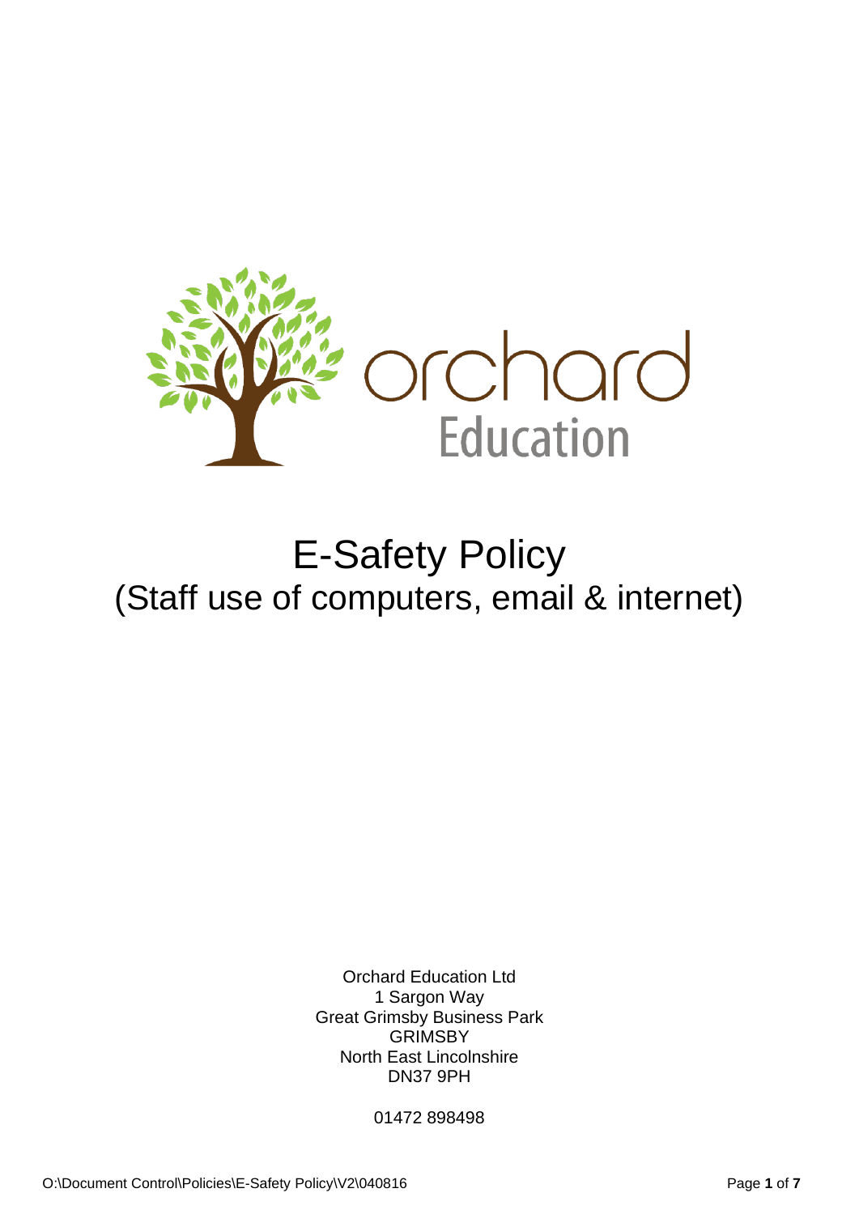orchard
Education

# E-Safety Policy
## (Staff use of computers, email & internet)

Orchard Education Ltd
1 Sargon Way
Great Grimsby Business Park
GRIMSBY
North East Lincolnshire
DN37 9PH

01472 898498

O:\Document Control\Policies\E-Safety Policy\V2\040816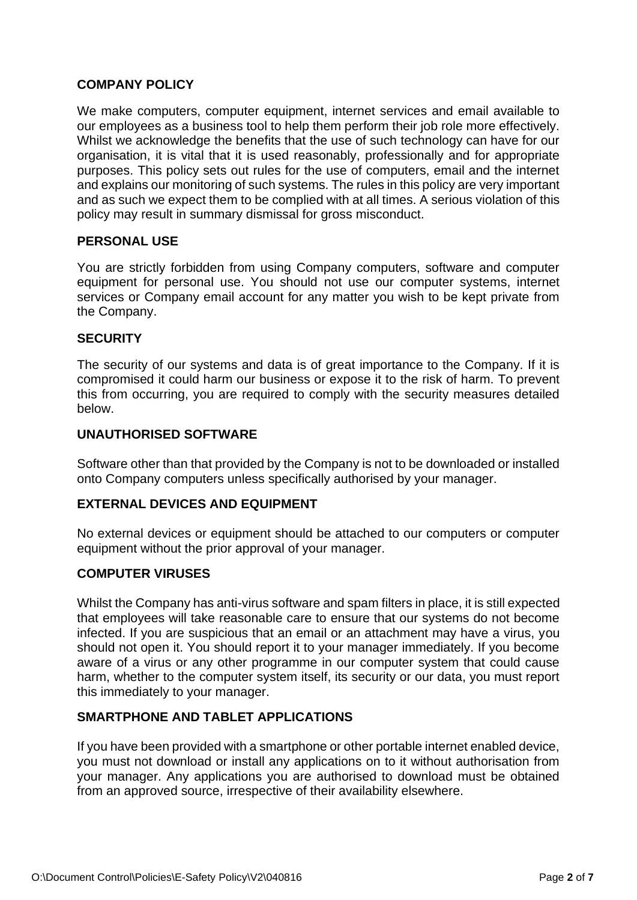## COMPANY POLICY

We make computers, computer equipment, internet services and email available to our employees as a business tool to help them perform their job role more effectively. Whilst we acknowledge the benefits that the use of such technology can have for our organisation, it is vital that it is used reasonably, professionally and for appropriate purposes. This policy sets out rules for the use of computers, email and the internet and explains our monitoring of such systems. The rules in this policy are very important and as such we expect them to be complied with at all times. A serious violation of this policy may result in summary dismissal for gross misconduct.

## PERSONAL USE

You are strictly forbidden from using Company computers, software and computer equipment for personal use. You should not use our computer systems, internet services or Company email account for any matter you wish to be kept private from the Company.

## SECURITY

The security of our systems and data is of great importance to the Company. If it is compromised it could harm our business or expose it to the risk of harm. To prevent this from occurring, you are required to comply with the security measures detailed below.

## UNAUTHORISED SOFTWARE

Software other than that provided by the Company is not to be downloaded or installed onto Company computers unless specifically authorised by your manager.

## EXTERNAL DEVICES AND EQUIPMENT

No external devices or equipment should be attached to our computers or computer equipment without the prior approval of your manager.

## COMPUTER VIRUSES

Whilst the Company has anti-virus software and spam filters in place, it is still expected that employees will take reasonable care to ensure that our systems do not become infected. If you are suspicious that an email or an attachment may have a virus, you should not open it. You should report it to your manager immediately. If you become aware of a virus or any other programme in our computer system that could cause harm, whether to the computer system itself, its security or our data, you must report this immediately to your manager.

## SMARTPHONE AND TABLET APPLICATIONS

If you have been provided with a smartphone or other portable internet enabled device, you must not download or install any applications on to it without authorisation from your manager. Any applications you are authorised to download must be obtained from an approved source, irrespective of their availability elsewhere.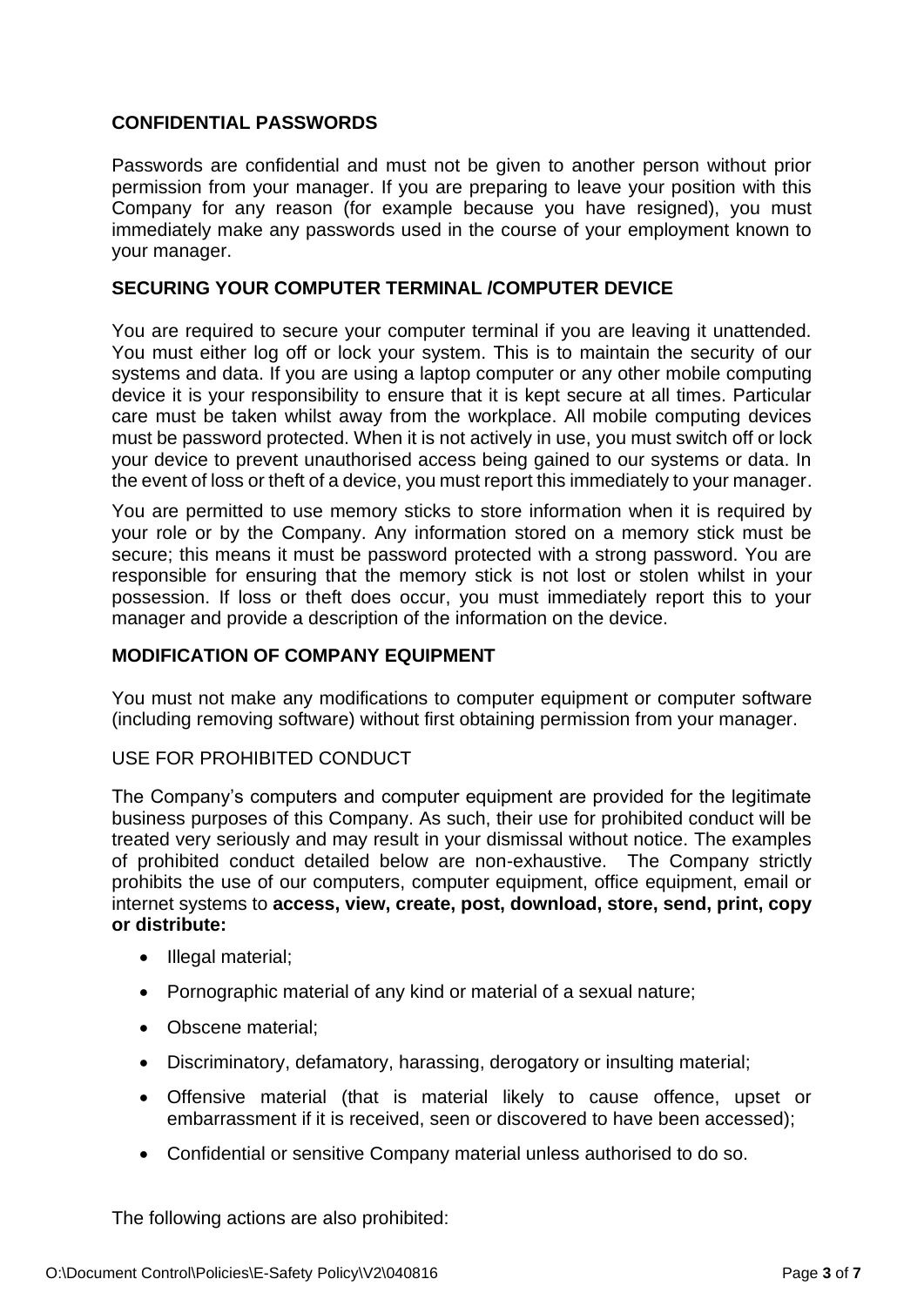## CONFIDENTIAL PASSWORDS

Passwords are confidential and must not be given to another person without prior permission from your manager. If you are preparing to leave your position with this Company for any reason (for example because you have resigned), you must immediately make any passwords used in the course of your employment known to your manager.

## SECURING YOUR COMPUTER TERMINAL /COMPUTER DEVICE

You are required to secure your computer terminal if you are leaving it unattended. You must either log off or lock your system. This is to maintain the security of our systems and data. If you are using a laptop computer or any other mobile computing device it is your responsibility to ensure that it is kept secure at all times. Particular care must be taken whilst away from the workplace. All mobile computing devices must be password protected. When it is not actively in use, you must switch off or lock your device to prevent unauthorised access being gained to our systems or data. In the event of loss or theft of a device, you must report this immediately to your manager.

You are permitted to use memory sticks to store information when it is required by your role or by the Company. Any information stored on a memory stick must be secure; this means it must be password protected with a strong password. You are responsible for ensuring that the memory stick is not lost or stolen whilst in your possession. If loss or theft does occur, you must immediately report this to your manager and provide a description of the information on the device.

## MODIFICATION OF COMPANY EQUIPMENT

You must not make any modifications to computer equipment or computer software (including removing software) without first obtaining permission from your manager.

## USE FOR PROHIBITED CONDUCT

The Company's computers and computer equipment are provided for the legitimate business purposes of this Company. As such, their use for prohibited conduct will be treated very seriously and may result in your dismissal without notice. The examples of prohibited conduct detailed below are non-exhaustive. The Company strictly prohibits the use of our computers, computer equipment, office equipment, email or internet systems to **access, view, create, post, download, store, send, print, copy or distribute:**

- Illegal material;
- Pornographic material of any kind or material of a sexual nature;
- Obscene material;
- Discriminatory, defamatory, harassing, derogatory or insulting material;
- Offensive material (that is material likely to cause offence, upset or embarrassment if it is received, seen or discovered to have been accessed);
- Confidential or sensitive Company material unless authorised to do so.

The following actions are also prohibited: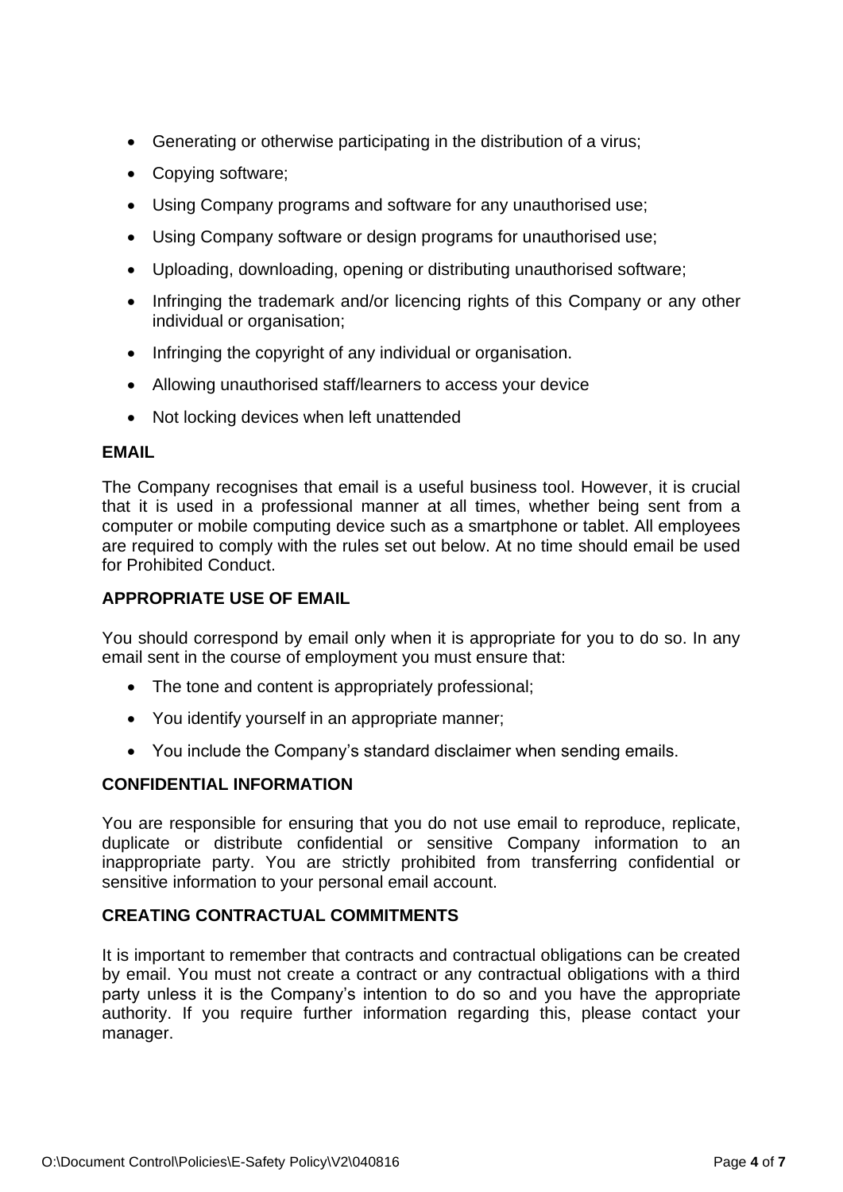- Generating or otherwise participating in the distribution of a virus;
- Copying software;
- Using Company programs and software for any unauthorised use;
- Using Company software or design programs for unauthorised use;
- Uploading, downloading, opening or distributing unauthorised software;
- Infringing the trademark and/or licencing rights of this Company or any other individual or organisation;
- Infringing the copyright of any individual or organisation.
- Allowing unauthorised staff/learners to access your device
- Not locking devices when left unattended

**EMAIL**

The Company recognises that email is a useful business tool. However, it is crucial that it is used in a professional manner at all times, whether being sent from a computer or mobile computing device such as a smartphone or tablet. All employees are required to comply with the rules set out below. At no time should email be used for Prohibited Conduct.

**APPROPRIATE USE OF EMAIL**

You should correspond by email only when it is appropriate for you to do so. In any email sent in the course of employment you must ensure that:

- The tone and content is appropriately professional;
- You identify yourself in an appropriate manner;
- You include the Company's standard disclaimer when sending emails.

**CONFIDENTIAL INFORMATION**

You are responsible for ensuring that you do not use email to reproduce, replicate, duplicate or distribute confidential or sensitive Company information to an inappropriate party. You are strictly prohibited from transferring confidential or sensitive information to your personal email account.

**CREATING CONTRACTUAL COMMITMENTS**

It is important to remember that contracts and contractual obligations can be created by email. You must not create a contract or any contractual obligations with a third party unless it is the Company's intention to do so and you have the appropriate authority. If you require further information regarding this, please contact your manager.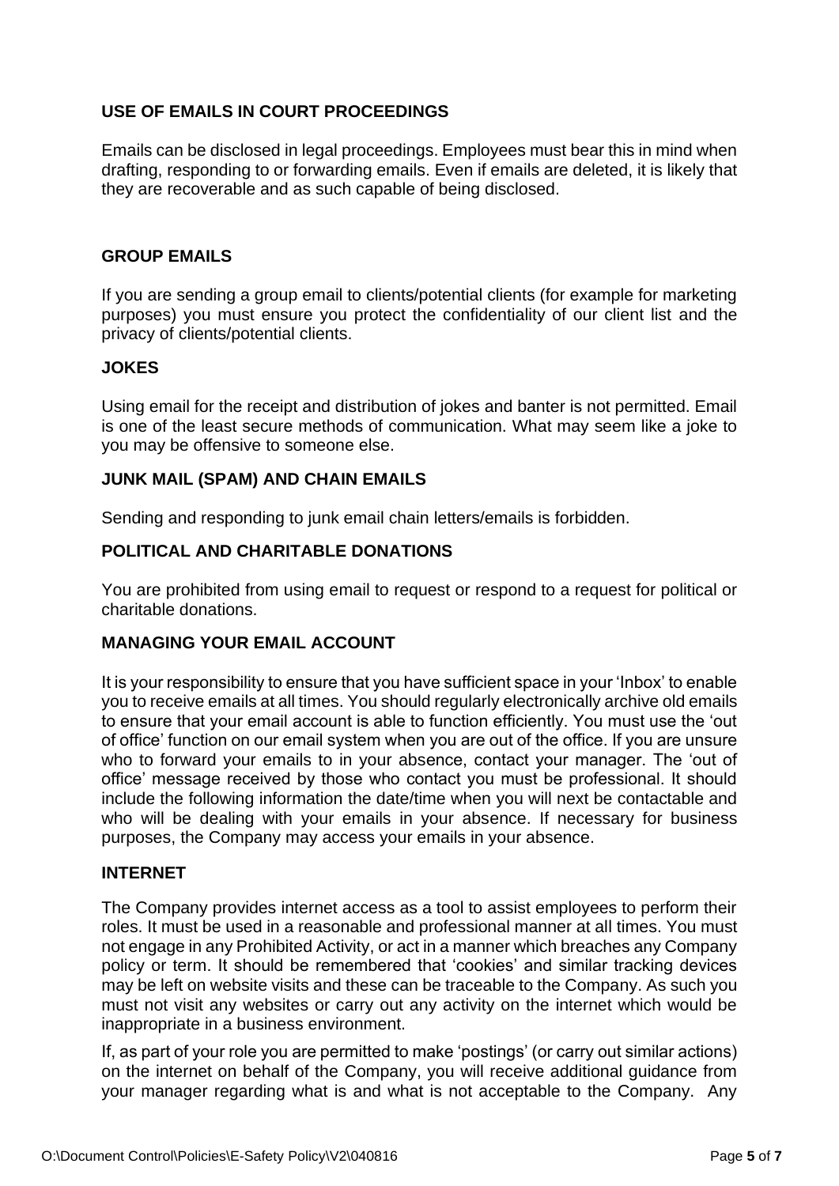## USE OF EMAILS IN COURT PROCEEDINGS

Emails can be disclosed in legal proceedings. Employees must bear this in mind when drafting, responding to or forwarding emails. Even if emails are deleted, it is likely that they are recoverable and as such capable of being disclosed.

## GROUP EMAILS

If you are sending a group email to clients/potential clients (for example for marketing purposes) you must ensure you protect the confidentiality of our client list and the privacy of clients/potential clients.

## JOKES

Using email for the receipt and distribution of jokes and banter is not permitted. Email is one of the least secure methods of communication. What may seem like a joke to you may be offensive to someone else.

## JUNK MAIL (SPAM) AND CHAIN EMAILS

Sending and responding to junk email chain letters/emails is forbidden.

## POLITICAL AND CHARITABLE DONATIONS

You are prohibited from using email to request or respond to a request for political or charitable donations.

## MANAGING YOUR EMAIL ACCOUNT

It is your responsibility to ensure that you have sufficient space in your 'Inbox' to enable you to receive emails at all times. You should regularly electronically archive old emails to ensure that your email account is able to function efficiently. You must use the 'out of office' function on our email system when you are out of the office. If you are unsure who to forward your emails to in your absence, contact your manager. The 'out of office' message received by those who contact you must be professional. It should include the following information the date/time when you will next be contactable and who will be dealing with your emails in your absence. If necessary for business purposes, the Company may access your emails in your absence.

## INTERNET

The Company provides internet access as a tool to assist employees to perform their roles. It must be used in a reasonable and professional manner at all times. You must not engage in any Prohibited Activity, or act in a manner which breaches any Company policy or term. It should be remembered that 'cookies' and similar tracking devices may be left on website visits and these can be traceable to the Company. As such you must not visit any websites or carry out any activity on the internet which would be inappropriate in a business environment.

If, as part of your role you are permitted to make 'postings' (or carry out similar actions) on the internet on behalf of the Company, you will receive additional guidance from your manager regarding what is and what is not acceptable to the Company. Any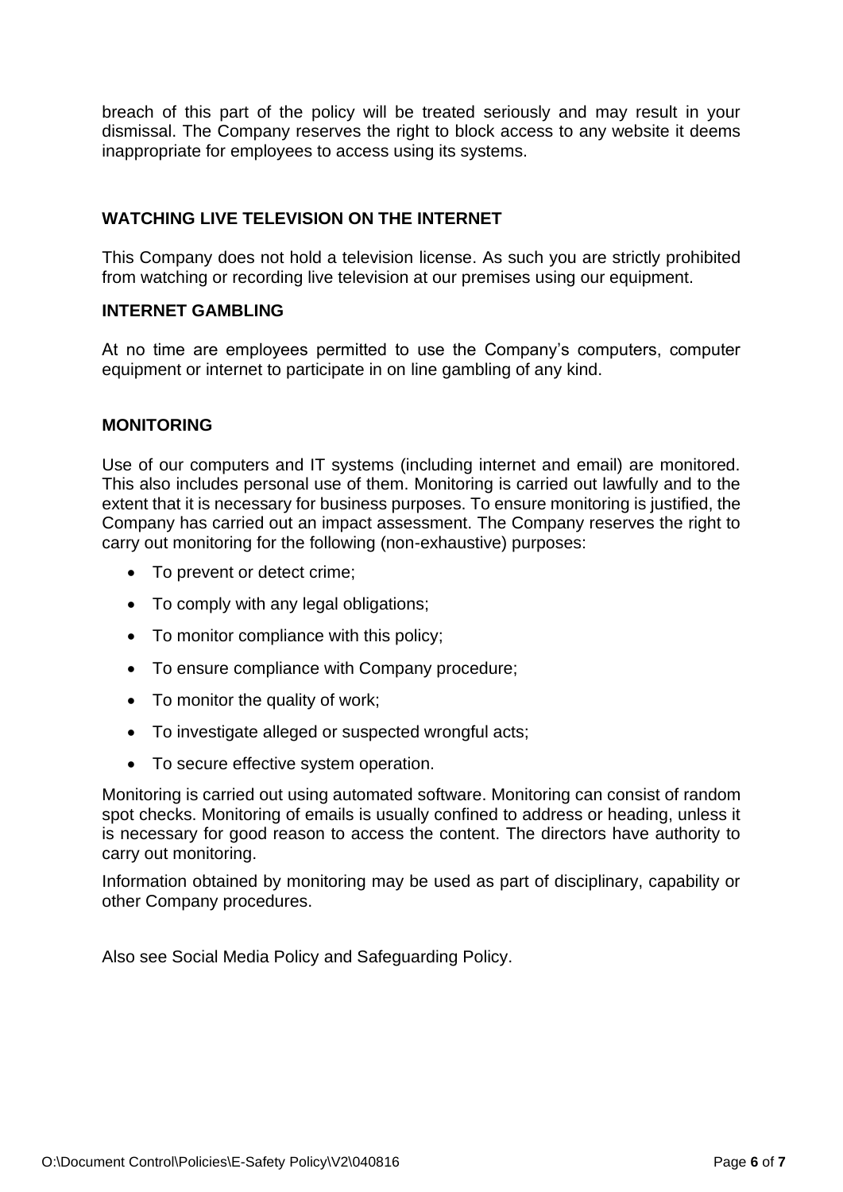breach of this part of the policy will be treated seriously and may result in your dismissal. The Company reserves the right to block access to any website it deems inappropriate for employees to access using its systems.

## WATCHING LIVE TELEVISION ON THE INTERNET

This Company does not hold a television license. As such you are strictly prohibited from watching or recording live television at our premises using our equipment.

## INTERNET GAMBLING

At no time are employees permitted to use the Company's computers, computer equipment or internet to participate in on line gambling of any kind.

## MONITORING

Use of our computers and IT systems (including internet and email) are monitored. This also includes personal use of them. Monitoring is carried out lawfully and to the extent that it is necessary for business purposes. To ensure monitoring is justified, the Company has carried out an impact assessment. The Company reserves the right to carry out monitoring for the following (non-exhaustive) purposes:

- To prevent or detect crime;
- To comply with any legal obligations;
- To monitor compliance with this policy;
- To ensure compliance with Company procedure;
- To monitor the quality of work;
- To investigate alleged or suspected wrongful acts;
- To secure effective system operation.

Monitoring is carried out using automated software. Monitoring can consist of random spot checks. Monitoring of emails is usually confined to address or heading, unless it is necessary for good reason to access the content. The directors have authority to carry out monitoring.

Information obtained by monitoring may be used as part of disciplinary, capability or other Company procedures.

Also see Social Media Policy and Safeguarding Policy.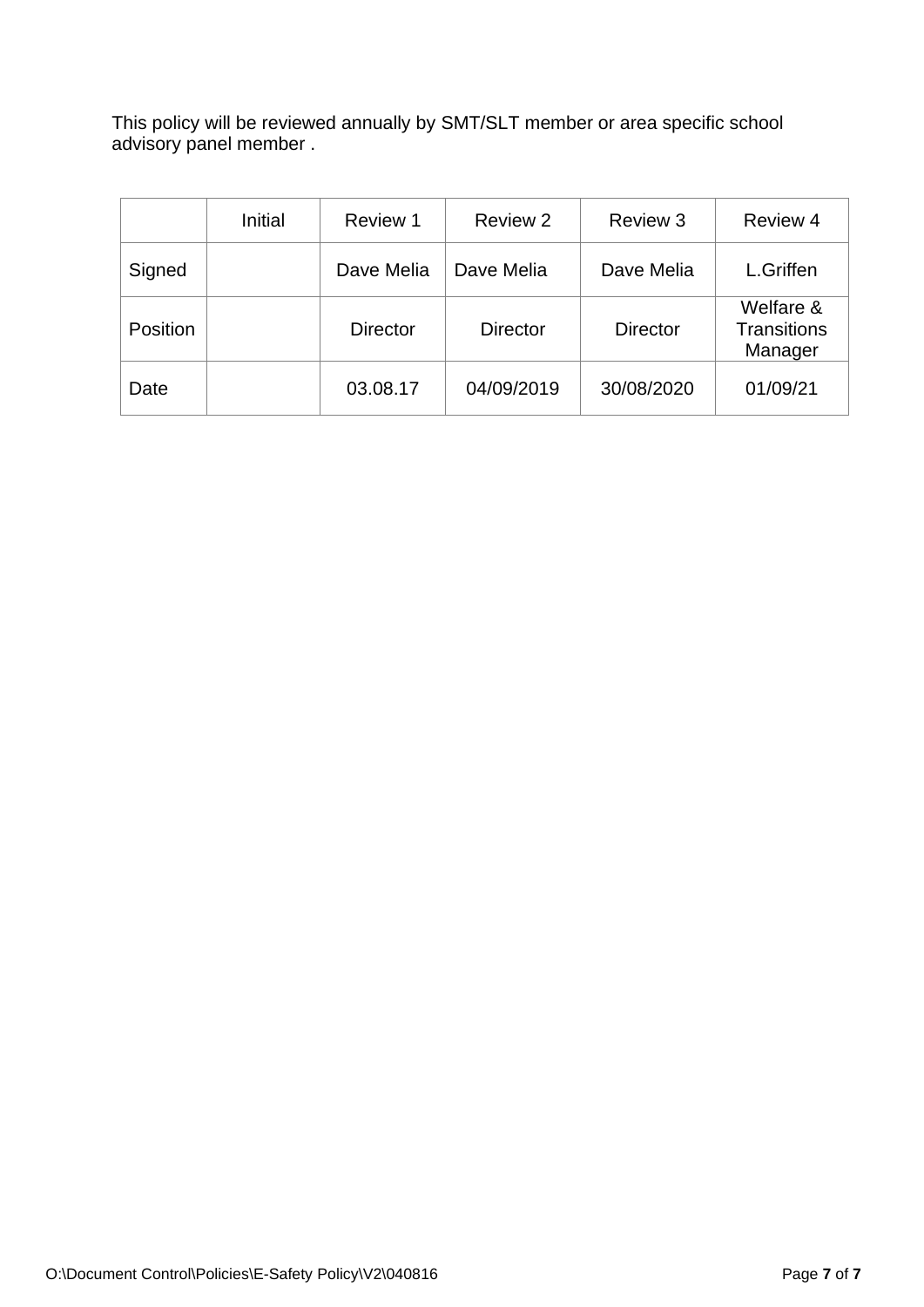This policy will be reviewed annually by SMT/SLT member or area specific school advisory panel member .

| | Initial | Review 1 | Review 2 | Review 3 | Review 4 |
|---|---|---|---|---|---|
| Signed | | Dave Melia | Dave Melia | Dave Melia | L.Griffen |
| Position | | Director | Director | Director | Welfare & Transitions Manager |
| Date | | 03.08.17 | 04/09/2019 | 30/08/2020 | 01/09/21 |

O:\Document Control\Policies\E-Safety Policy\V2\040816